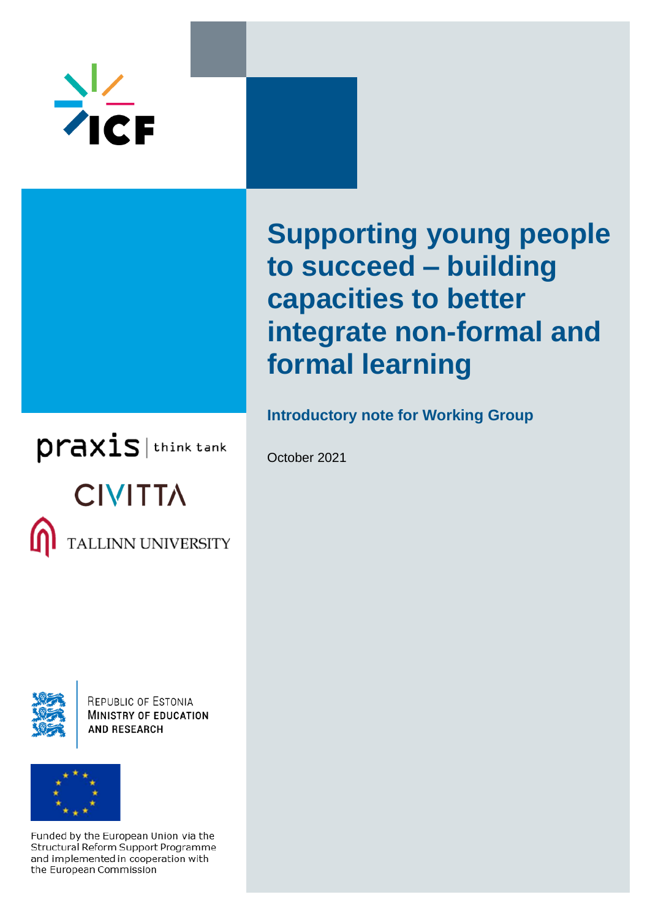# Supporting young people to succeed – building capacities to better integrate non-formal and formal learning

## Introductory note for Working Group

October 2021

praxis | think tank

CIVITTA

TALLINN UNIVERSITY

Republic of Estonia
Ministry of Education and Research

Funded by the European Union via the Structural Reform Support Programme and implemented in cooperation with the European Commission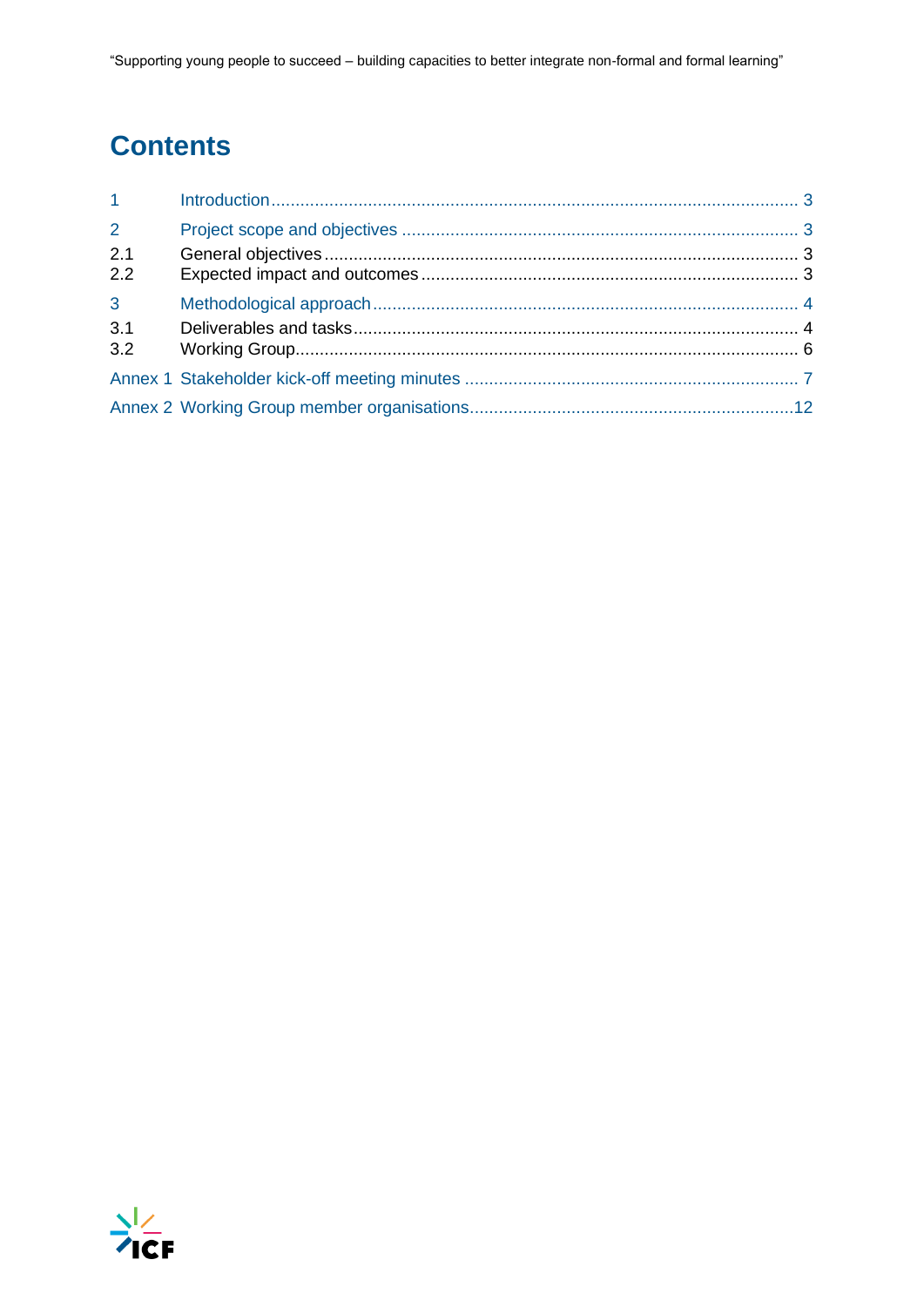# Contents

| | | |
|---|---|---|
| 1 | Introduction | 3 |
| 2 | Project scope and objectives | 3 |
| 2.1 | General objectives | 3 |
| 2.2 | Expected impact and outcomes | 3 |
| 3 | Methodological approach | 4 |
| 3.1 | Deliverables and tasks | 4 |
| 3.2 | Working Group | 6 |
| Annex 1 | Stakeholder kick-off meeting minutes | 7 |
| Annex 2 | Working Group member organisations | 12 |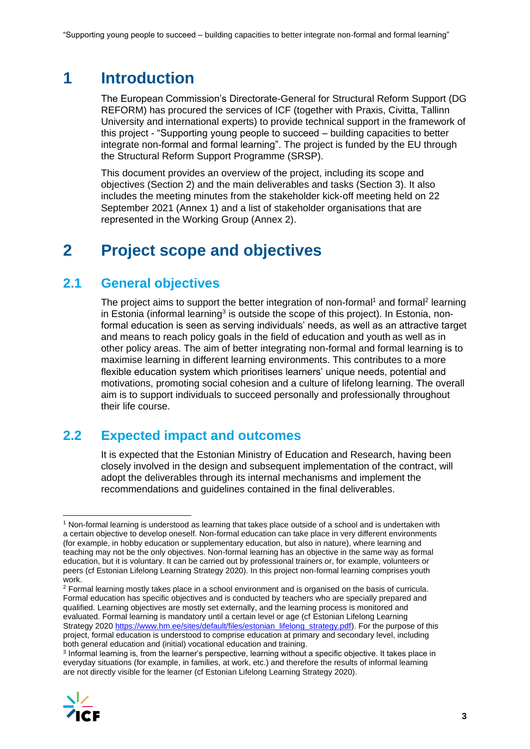# 1 Introduction

The European Commission's Directorate-General for Structural Reform Support (DG REFORM) has procured the services of ICF (together with Praxis, Civitta, Tallinn University and international experts) to provide technical support in the framework of this project - "Supporting young people to succeed – building capacities to better integrate non-formal and formal learning". The project is funded by the EU through the Structural Reform Support Programme (SRSP).

This document provides an overview of the project, including its scope and objectives (Section 2) and the main deliverables and tasks (Section 3). It also includes the meeting minutes from the stakeholder kick-off meeting held on 22 September 2021 (Annex 1) and a list of stakeholder organisations that are represented in the Working Group (Annex 2).

# 2 Project scope and objectives

## 2.1 General objectives

The project aims to support the better integration of non-formal[1] and formal[2] learning in Estonia (informal learning[3] is outside the scope of this project). In Estonia, non-formal education is seen as serving individuals' needs, as well as an attractive target and means to reach policy goals in the field of education and youth as well as in other policy areas. The aim of better integrating non-formal and formal learning is to maximise learning in different learning environments. This contributes to a more flexible education system which prioritises learners' unique needs, potential and motivations, promoting social cohesion and a culture of lifelong learning. The overall aim is to support individuals to succeed personally and professionally throughout their life course.

## 2.2 Expected impact and outcomes

It is expected that the Estonian Ministry of Education and Research, having been closely involved in the design and subsequent implementation of the contract, will adopt the deliverables through its internal mechanisms and implement the recommendations and guidelines contained in the final deliverables.

---

[1] Non-formal learning is understood as learning that takes place outside of a school and is undertaken with a certain objective to develop oneself. Non-formal education can take place in very different environments (for example, in hobby education or supplementary education, but also in nature), where learning and teaching may not be the only objectives. Non-formal learning has an objective in the same way as formal education, but it is voluntary. It can be carried out by professional trainers or, for example, volunteers or peers (cf Estonian Lifelong Learning Strategy 2020). In this project non-formal learning comprises youth work.

[2] Formal learning mostly takes place in a school environment and is organised on the basis of curricula. Formal education has specific objectives and is conducted by teachers who are specially prepared and qualified. Learning objectives are mostly set externally, and the learning process is monitored and evaluated. Formal learning is mandatory until a certain level or age (cf Estonian Lifelong Learning Strategy 2020 https://www.hm.ee/sites/default/files/estonian_lifelong_strategy.pdf). For the purpose of this project, formal education is understood to comprise education at primary and secondary level, including both general education and (initial) vocational education and training.

[3] Informal learning is, from the learner's perspective, learning without a specific objective. It takes place in everyday situations (for example, in families, at work, etc.) and therefore the results of informal learning are not directly visible for the learner (cf Estonian Lifelong Learning Strategy 2020).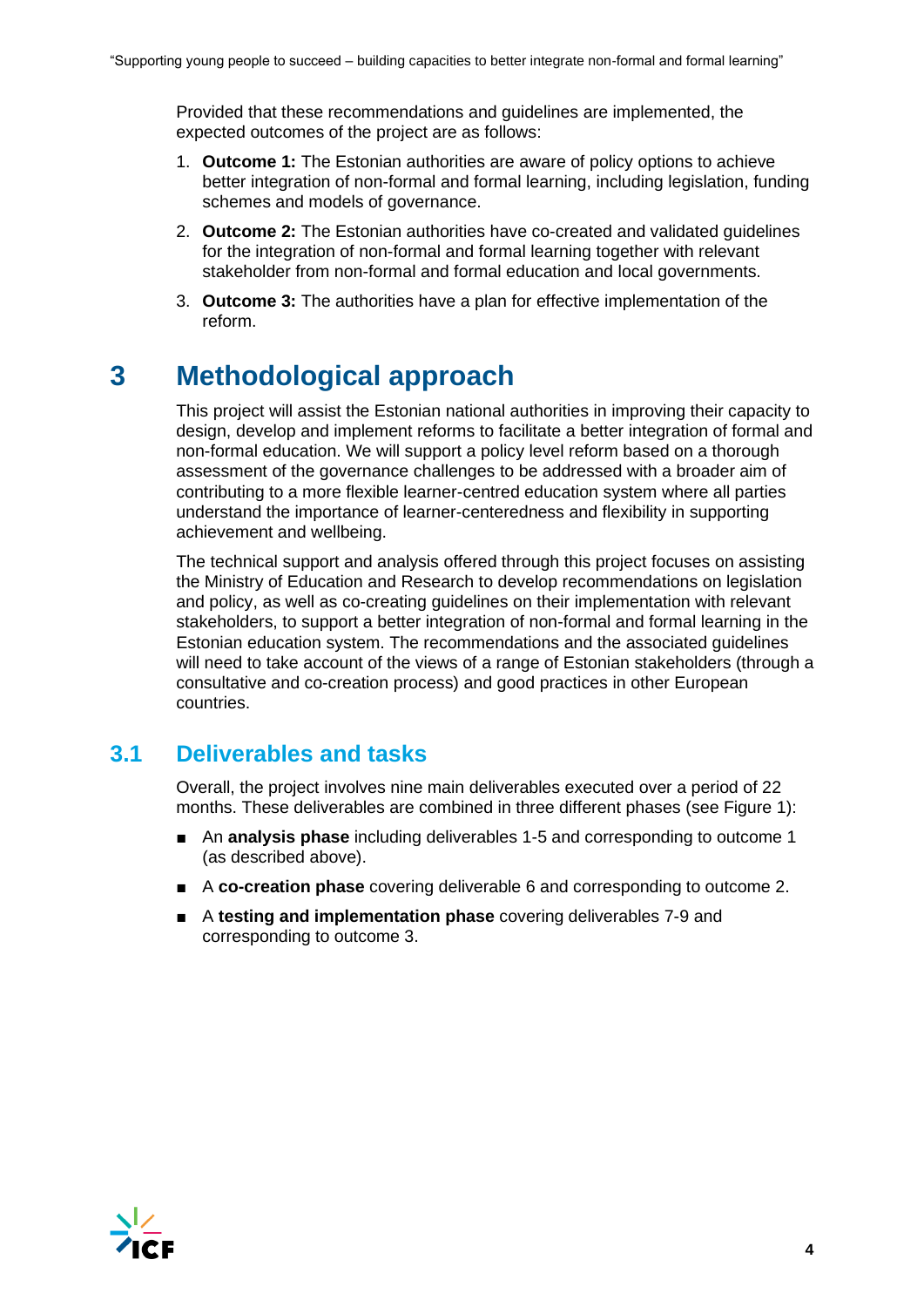Provided that these recommendations and guidelines are implemented, the expected outcomes of the project are as follows:

1. **Outcome 1:** The Estonian authorities are aware of policy options to achieve better integration of non-formal and formal learning, including legislation, funding schemes and models of governance.
2. **Outcome 2:** The Estonian authorities have co-created and validated guidelines for the integration of non-formal and formal learning together with relevant stakeholder from non-formal and formal education and local governments.
3. **Outcome 3:** The authorities have a plan for effective implementation of the reform.

# 3 Methodological approach

This project will assist the Estonian national authorities in improving their capacity to design, develop and implement reforms to facilitate a better integration of formal and non-formal education. We will support a policy level reform based on a thorough assessment of the governance challenges to be addressed with a broader aim of contributing to a more flexible learner-centred education system where all parties understand the importance of learner-centeredness and flexibility in supporting achievement and wellbeing.

The technical support and analysis offered through this project focuses on assisting the Ministry of Education and Research to develop recommendations on legislation and policy, as well as co-creating guidelines on their implementation with relevant stakeholders, to support a better integration of non-formal and formal learning in the Estonian education system. The recommendations and the associated guidelines will need to take account of the views of a range of Estonian stakeholders (through a consultative and co-creation process) and good practices in other European countries.

## 3.1 Deliverables and tasks

Overall, the project involves nine main deliverables executed over a period of 22 months. These deliverables are combined in three different phases (see Figure 1):

- An **analysis phase** including deliverables 1-5 and corresponding to outcome 1 (as described above).
- A **co-creation phase** covering deliverable 6 and corresponding to outcome 2.
- A **testing and implementation phase** covering deliverables 7-9 and corresponding to outcome 3.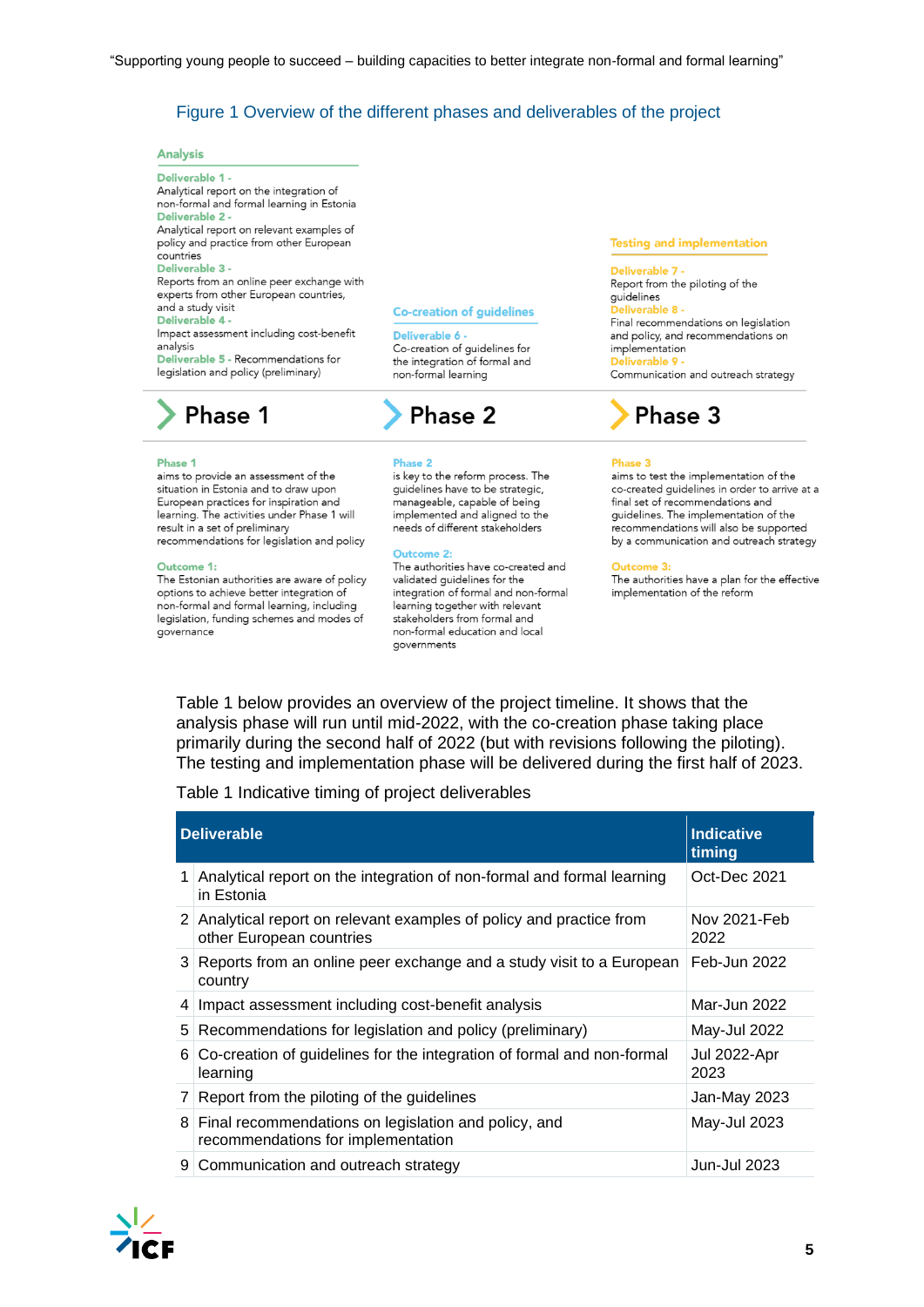Figure 1 Overview of the different phases and deliverables of the project

**Analysis**

**Deliverable 1 -** Analytical report on the integration of non-formal and formal learning in Estonia
**Deliverable 2 -** Analytical report on relevant examples of policy and practice from other European countries
**Deliverable 3 -** Reports from an online peer exchange with experts from other European countries, and a study visit
**Deliverable 4 -** Impact assessment including cost-benefit analysis
**Deliverable 5 -** Recommendations for legislation and policy (preliminary)

**Co-creation of guidelines**

**Deliverable 6 -** Co-creation of guidelines for the integration of formal and non-formal learning

**Testing and implementation**

**Deliverable 7 -** Report from the piloting of the guidelines
**Deliverable 8 -** Final recommendations on legislation and policy, and recommendations on implementation
**Deliverable 9 -** Communication and outreach strategy

## Phase 1

**Phase 1** aims to provide an assessment of the situation in Estonia and to draw upon European practices for inspiration and learning. The activities under Phase 1 will result in a set of preliminary recommendations for legislation and policy

**Outcome 1:** The Estonian authorities are aware of policy options to achieve better integration of non-formal and formal learning, including legislation, funding schemes and modes of governance

## Phase 2

**Phase 2** is key to the reform process. The guidelines have to be strategic, manageable, capable of being implemented and aligned to the needs of different stakeholders

**Outcome 2:** The authorities have co-created and validated guidelines for the integration of formal and non-formal learning together with relevant stakeholders from formal and non-formal education and local governments

## Phase 3

**Phase 3** aims to test the implementation of the co-created guidelines in order to arrive at a final set of recommendations and guidelines. The implementation of the recommendations will also be supported by a communication and outreach strategy

**Outcome 3:** The authorities have a plan for the effective implementation of the reform

Table 1 below provides an overview of the project timeline. It shows that the analysis phase will run until mid-2022, with the co-creation phase taking place primarily during the second half of 2022 (but with revisions following the piloting). The testing and implementation phase will be delivered during the first half of 2023.

Table 1 Indicative timing of project deliverables

| | Deliverable | Indicative timing |
|---|---|---|
| 1 | Analytical report on the integration of non-formal and formal learning in Estonia | Oct-Dec 2021 |
| 2 | Analytical report on relevant examples of policy and practice from other European countries | Nov 2021-Feb 2022 |
| 3 | Reports from an online peer exchange and a study visit to a European country | Feb-Jun 2022 |
| 4 | Impact assessment including cost-benefit analysis | Mar-Jun 2022 |
| 5 | Recommendations for legislation and policy (preliminary) | May-Jul 2022 |
| 6 | Co-creation of guidelines for the integration of formal and non-formal learning | Jul 2022-Apr 2023 |
| 7 | Report from the piloting of the guidelines | Jan-May 2023 |
| 8 | Final recommendations on legislation and policy, and recommendations for implementation | May-Jul 2023 |
| 9 | Communication and outreach strategy | Jun-Jul 2023 |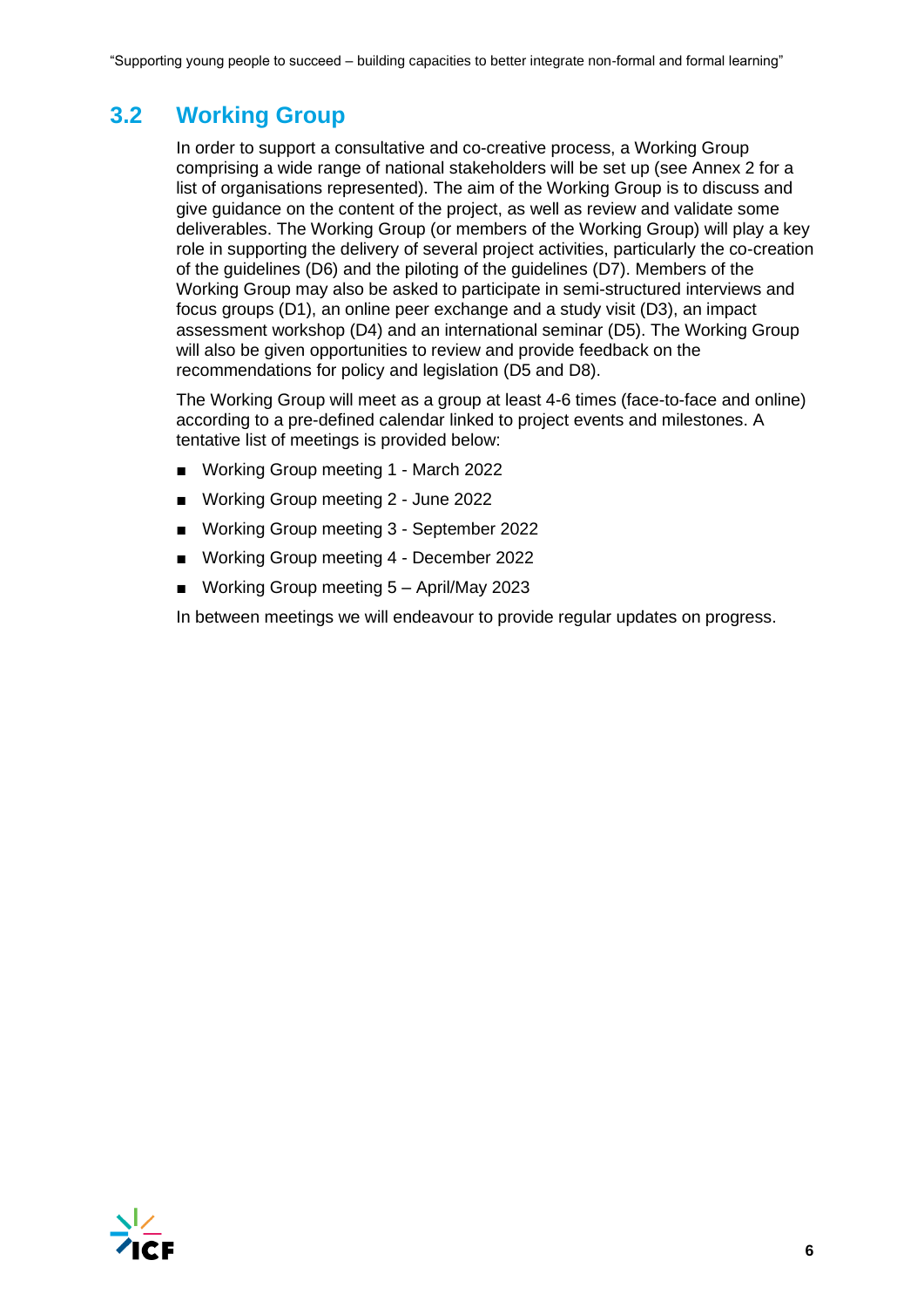## 3.2 Working Group

In order to support a consultative and co-creative process, a Working Group comprising a wide range of national stakeholders will be set up (see Annex 2 for a list of organisations represented). The aim of the Working Group is to discuss and give guidance on the content of the project, as well as review and validate some deliverables. The Working Group (or members of the Working Group) will play a key role in supporting the delivery of several project activities, particularly the co-creation of the guidelines (D6) and the piloting of the guidelines (D7). Members of the Working Group may also be asked to participate in semi-structured interviews and focus groups (D1), an online peer exchange and a study visit (D3), an impact assessment workshop (D4) and an international seminar (D5). The Working Group will also be given opportunities to review and provide feedback on the recommendations for policy and legislation (D5 and D8).

The Working Group will meet as a group at least 4-6 times (face-to-face and online) according to a pre-defined calendar linked to project events and milestones. A tentative list of meetings is provided below:

- Working Group meeting 1 - March 2022
- Working Group meeting 2 - June 2022
- Working Group meeting 3 - September 2022
- Working Group meeting 4 - December 2022
- Working Group meeting 5 – April/May 2023

In between meetings we will endeavour to provide regular updates on progress.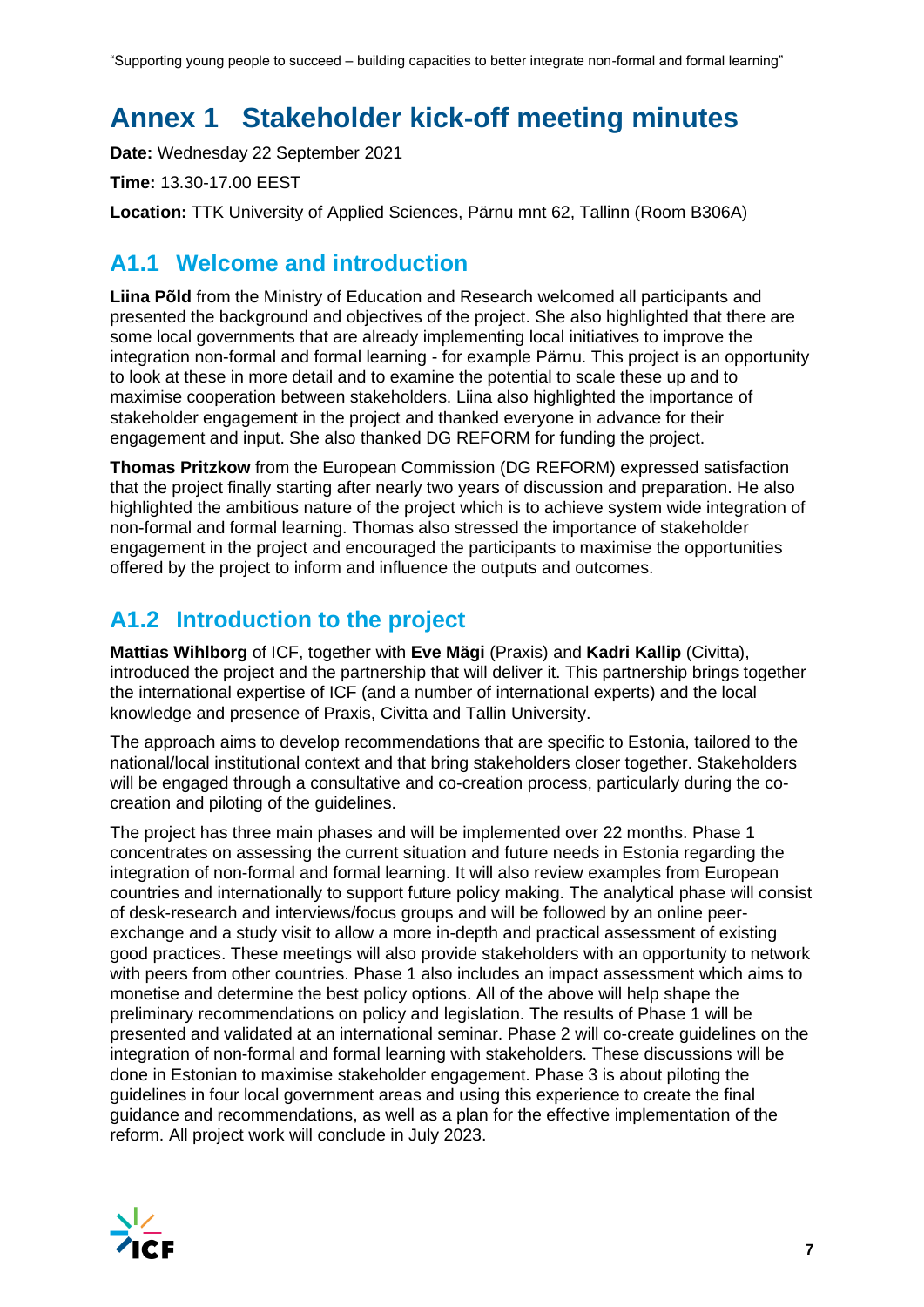# Annex 1 Stakeholder kick-off meeting minutes

**Date:** Wednesday 22 September 2021

**Time:** 13.30-17.00 EEST

**Location:** TTK University of Applied Sciences, Pärnu mnt 62, Tallinn (Room B306A)

## A1.1 Welcome and introduction

**Liina Põld** from the Ministry of Education and Research welcomed all participants and presented the background and objectives of the project. She also highlighted that there are some local governments that are already implementing local initiatives to improve the integration non-formal and formal learning - for example Pärnu. This project is an opportunity to look at these in more detail and to examine the potential to scale these up and to maximise cooperation between stakeholders. Liina also highlighted the importance of stakeholder engagement in the project and thanked everyone in advance for their engagement and input. She also thanked DG REFORM for funding the project.

**Thomas Pritzkow** from the European Commission (DG REFORM) expressed satisfaction that the project finally starting after nearly two years of discussion and preparation. He also highlighted the ambitious nature of the project which is to achieve system wide integration of non-formal and formal learning. Thomas also stressed the importance of stakeholder engagement in the project and encouraged the participants to maximise the opportunities offered by the project to inform and influence the outputs and outcomes.

## A1.2 Introduction to the project

**Mattias Wihlborg** of ICF, together with **Eve Mägi** (Praxis) and **Kadri Kallip** (Civitta), introduced the project and the partnership that will deliver it. This partnership brings together the international expertise of ICF (and a number of international experts) and the local knowledge and presence of Praxis, Civitta and Tallin University.

The approach aims to develop recommendations that are specific to Estonia, tailored to the national/local institutional context and that bring stakeholders closer together. Stakeholders will be engaged through a consultative and co-creation process, particularly during the co-creation and piloting of the guidelines.

The project has three main phases and will be implemented over 22 months. Phase 1 concentrates on assessing the current situation and future needs in Estonia regarding the integration of non-formal and formal learning. It will also review examples from European countries and internationally to support future policy making. The analytical phase will consist of desk-research and interviews/focus groups and will be followed by an online peer-exchange and a study visit to allow a more in-depth and practical assessment of existing good practices. These meetings will also provide stakeholders with an opportunity to network with peers from other countries. Phase 1 also includes an impact assessment which aims to monetise and determine the best policy options. All of the above will help shape the preliminary recommendations on policy and legislation. The results of Phase 1 will be presented and validated at an international seminar. Phase 2 will co-create guidelines on the integration of non-formal and formal learning with stakeholders. These discussions will be done in Estonian to maximise stakeholder engagement. Phase 3 is about piloting the guidelines in four local government areas and using this experience to create the final guidance and recommendations, as well as a plan for the effective implementation of the reform. All project work will conclude in July 2023.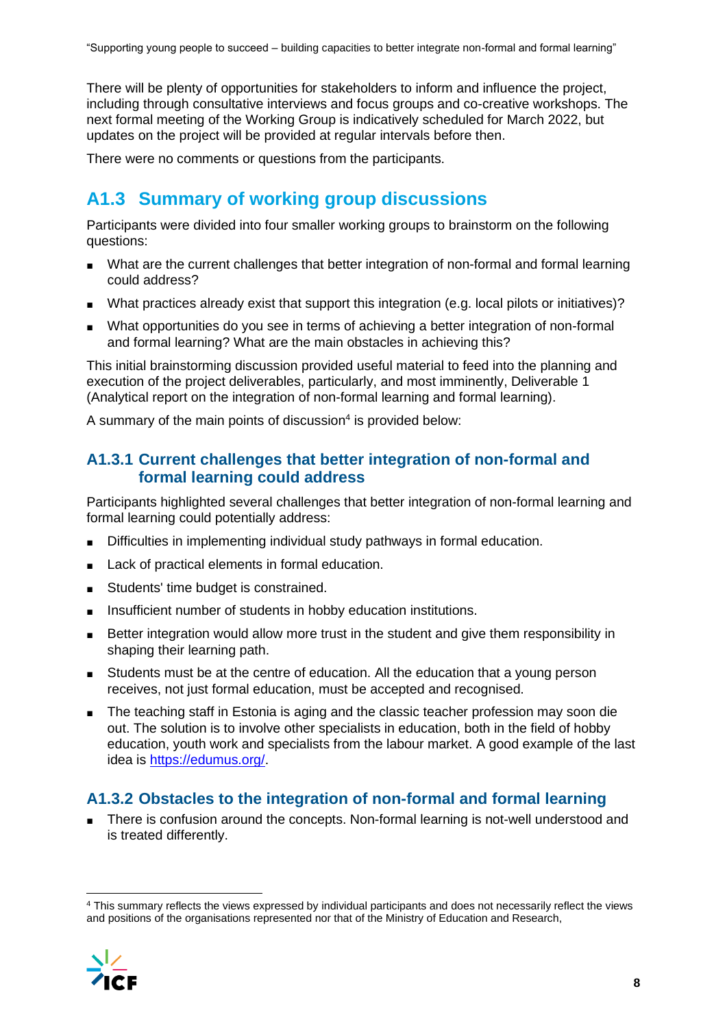There will be plenty of opportunities for stakeholders to inform and influence the project, including through consultative interviews and focus groups and co-creative workshops. The next formal meeting of the Working Group is indicatively scheduled for March 2022, but updates on the project will be provided at regular intervals before then.

There were no comments or questions from the participants.

## A1.3 Summary of working group discussions

Participants were divided into four smaller working groups to brainstorm on the following questions:

- What are the current challenges that better integration of non-formal and formal learning could address?
- What practices already exist that support this integration (e.g. local pilots or initiatives)?
- What opportunities do you see in terms of achieving a better integration of non-formal and formal learning? What are the main obstacles in achieving this?

This initial brainstorming discussion provided useful material to feed into the planning and execution of the project deliverables, particularly, and most imminently, Deliverable 1 (Analytical report on the integration of non-formal learning and formal learning).

A summary of the main points of discussion[4] is provided below:

### A1.3.1 Current challenges that better integration of non-formal and formal learning could address

Participants highlighted several challenges that better integration of non-formal learning and formal learning could potentially address:

- Difficulties in implementing individual study pathways in formal education.
- Lack of practical elements in formal education.
- Students' time budget is constrained.
- Insufficient number of students in hobby education institutions.
- Better integration would allow more trust in the student and give them responsibility in shaping their learning path.
- Students must be at the centre of education. All the education that a young person receives, not just formal education, must be accepted and recognised.
- The teaching staff in Estonia is aging and the classic teacher profession may soon die out. The solution is to involve other specialists in education, both in the field of hobby education, youth work and specialists from the labour market. A good example of the last idea is https://edumus.org/.

### A1.3.2 Obstacles to the integration of non-formal and formal learning

- There is confusion around the concepts. Non-formal learning is not-well understood and is treated differently.

[4] This summary reflects the views expressed by individual participants and does not necessarily reflect the views and positions of the organisations represented nor that of the Ministry of Education and Research,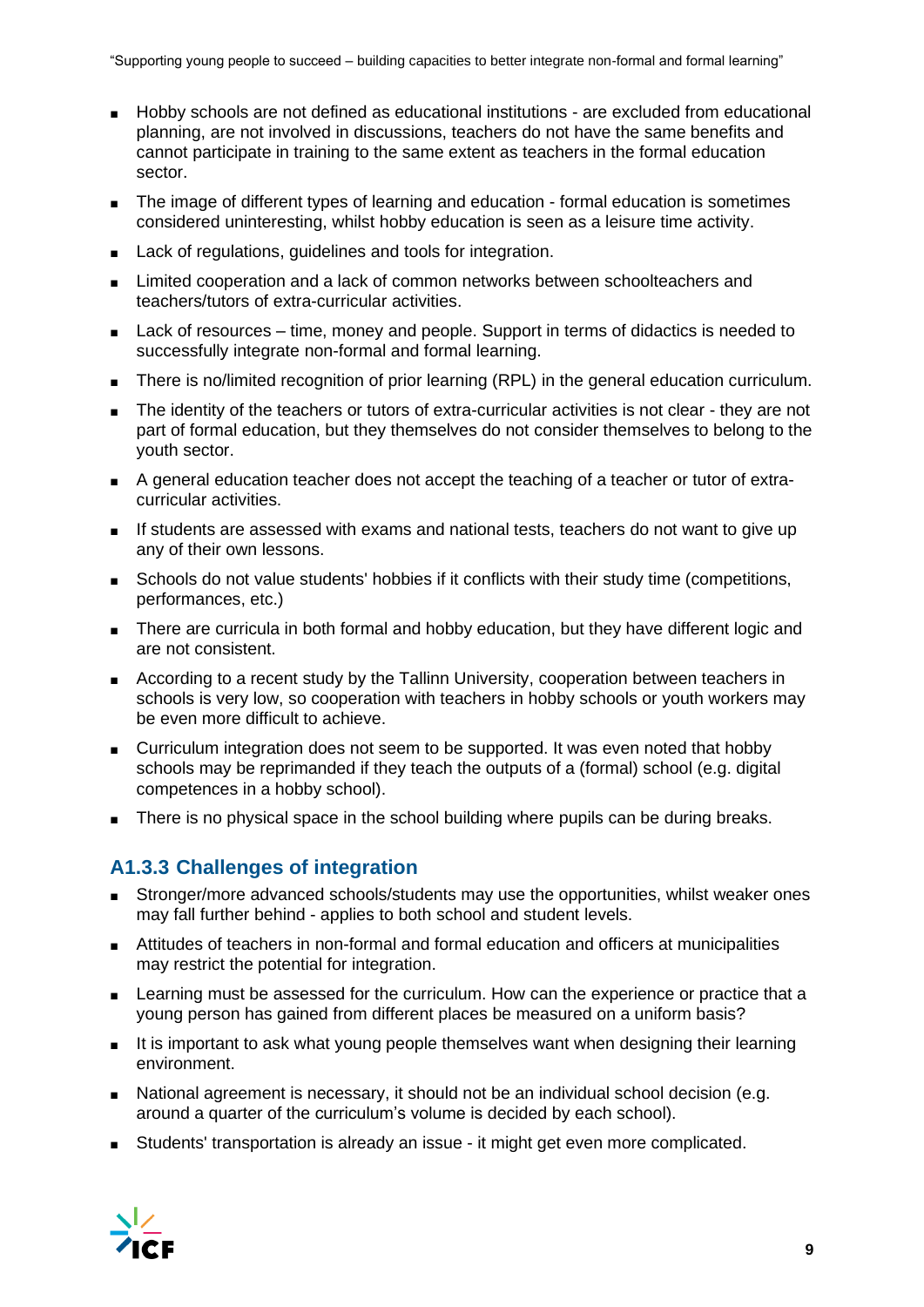- Hobby schools are not defined as educational institutions - are excluded from educational planning, are not involved in discussions, teachers do not have the same benefits and cannot participate in training to the same extent as teachers in the formal education sector.
- The image of different types of learning and education - formal education is sometimes considered uninteresting, whilst hobby education is seen as a leisure time activity.
- Lack of regulations, guidelines and tools for integration.
- Limited cooperation and a lack of common networks between schoolteachers and teachers/tutors of extra-curricular activities.
- Lack of resources – time, money and people. Support in terms of didactics is needed to successfully integrate non-formal and formal learning.
- There is no/limited recognition of prior learning (RPL) in the general education curriculum.
- The identity of the teachers or tutors of extra-curricular activities is not clear - they are not part of formal education, but they themselves do not consider themselves to belong to the youth sector.
- A general education teacher does not accept the teaching of a teacher or tutor of extra-curricular activities.
- If students are assessed with exams and national tests, teachers do not want to give up any of their own lessons.
- Schools do not value students' hobbies if it conflicts with their study time (competitions, performances, etc.)
- There are curricula in both formal and hobby education, but they have different logic and are not consistent.
- According to a recent study by the Tallinn University, cooperation between teachers in schools is very low, so cooperation with teachers in hobby schools or youth workers may be even more difficult to achieve.
- Curriculum integration does not seem to be supported. It was even noted that hobby schools may be reprimanded if they teach the outputs of a (formal) school (e.g. digital competences in a hobby school).
- There is no physical space in the school building where pupils can be during breaks.

### A1.3.3 Challenges of integration

- Stronger/more advanced schools/students may use the opportunities, whilst weaker ones may fall further behind - applies to both school and student levels.
- Attitudes of teachers in non-formal and formal education and officers at municipalities may restrict the potential for integration.
- Learning must be assessed for the curriculum. How can the experience or practice that a young person has gained from different places be measured on a uniform basis?
- It is important to ask what young people themselves want when designing their learning environment.
- National agreement is necessary, it should not be an individual school decision (e.g. around a quarter of the curriculum's volume is decided by each school).
- Students' transportation is already an issue - it might get even more complicated.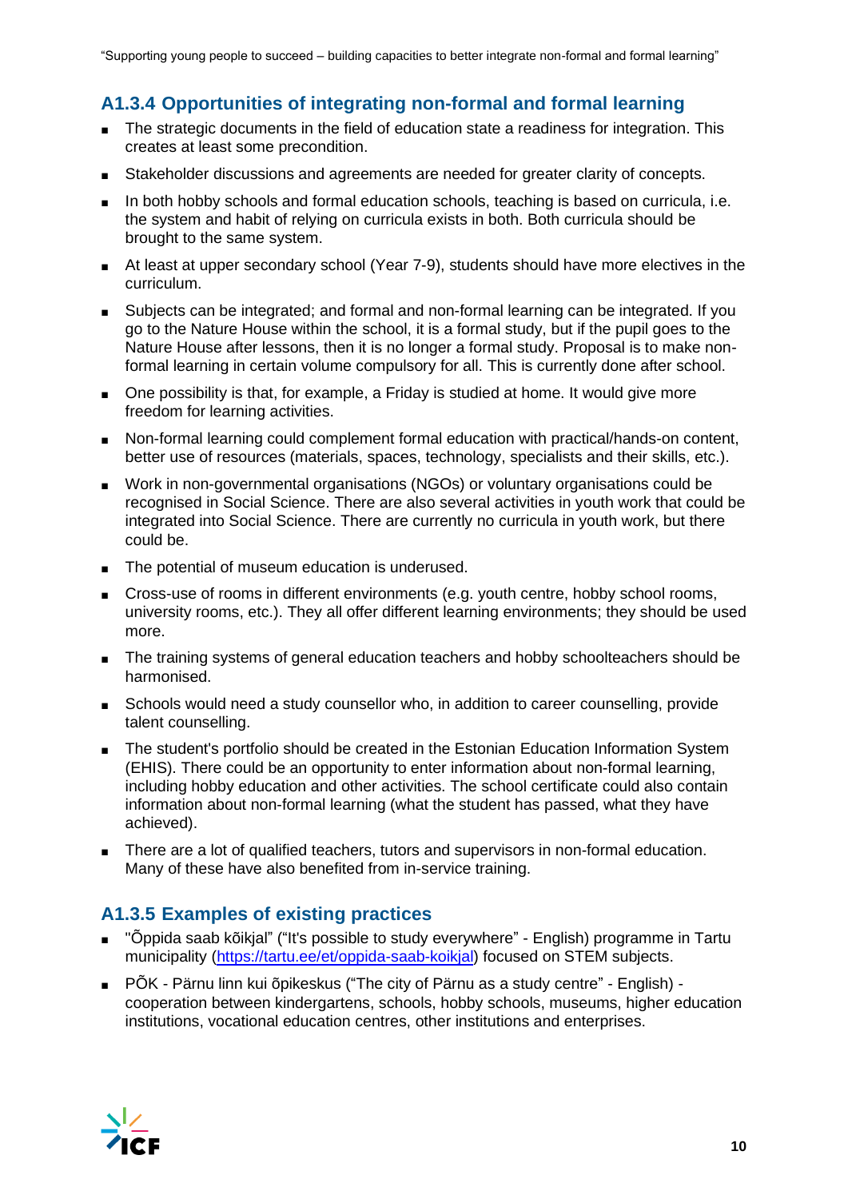### A1.3.4 Opportunities of integrating non-formal and formal learning

- The strategic documents in the field of education state a readiness for integration. This creates at least some precondition.
- Stakeholder discussions and agreements are needed for greater clarity of concepts.
- In both hobby schools and formal education schools, teaching is based on curricula, i.e. the system and habit of relying on curricula exists in both. Both curricula should be brought to the same system.
- At least at upper secondary school (Year 7-9), students should have more electives in the curriculum.
- Subjects can be integrated; and formal and non-formal learning can be integrated. If you go to the Nature House within the school, it is a formal study, but if the pupil goes to the Nature House after lessons, then it is no longer a formal study. Proposal is to make non-formal learning in certain volume compulsory for all. This is currently done after school.
- One possibility is that, for example, a Friday is studied at home. It would give more freedom for learning activities.
- Non-formal learning could complement formal education with practical/hands-on content, better use of resources (materials, spaces, technology, specialists and their skills, etc.).
- Work in non-governmental organisations (NGOs) or voluntary organisations could be recognised in Social Science. There are also several activities in youth work that could be integrated into Social Science. There are currently no curricula in youth work, but there could be.
- The potential of museum education is underused.
- Cross-use of rooms in different environments (e.g. youth centre, hobby school rooms, university rooms, etc.). They all offer different learning environments; they should be used more.
- The training systems of general education teachers and hobby schoolteachers should be harmonised.
- Schools would need a study counsellor who, in addition to career counselling, provide talent counselling.
- The student's portfolio should be created in the Estonian Education Information System (EHIS). There could be an opportunity to enter information about non-formal learning, including hobby education and other activities. The school certificate could also contain information about non-formal learning (what the student has passed, what they have achieved).
- There are a lot of qualified teachers, tutors and supervisors in non-formal education. Many of these have also benefited from in-service training.

### A1.3.5 Examples of existing practices

- "Õppida saab kõikjal" ("It's possible to study everywhere" - English) programme in Tartu municipality (https://tartu.ee/et/oppida-saab-koikjal) focused on STEM subjects.
- PÕK - Pärnu linn kui õpikeskus ("The city of Pärnu as a study centre" - English) - cooperation between kindergartens, schools, hobby schools, museums, higher education institutions, vocational education centres, other institutions and enterprises.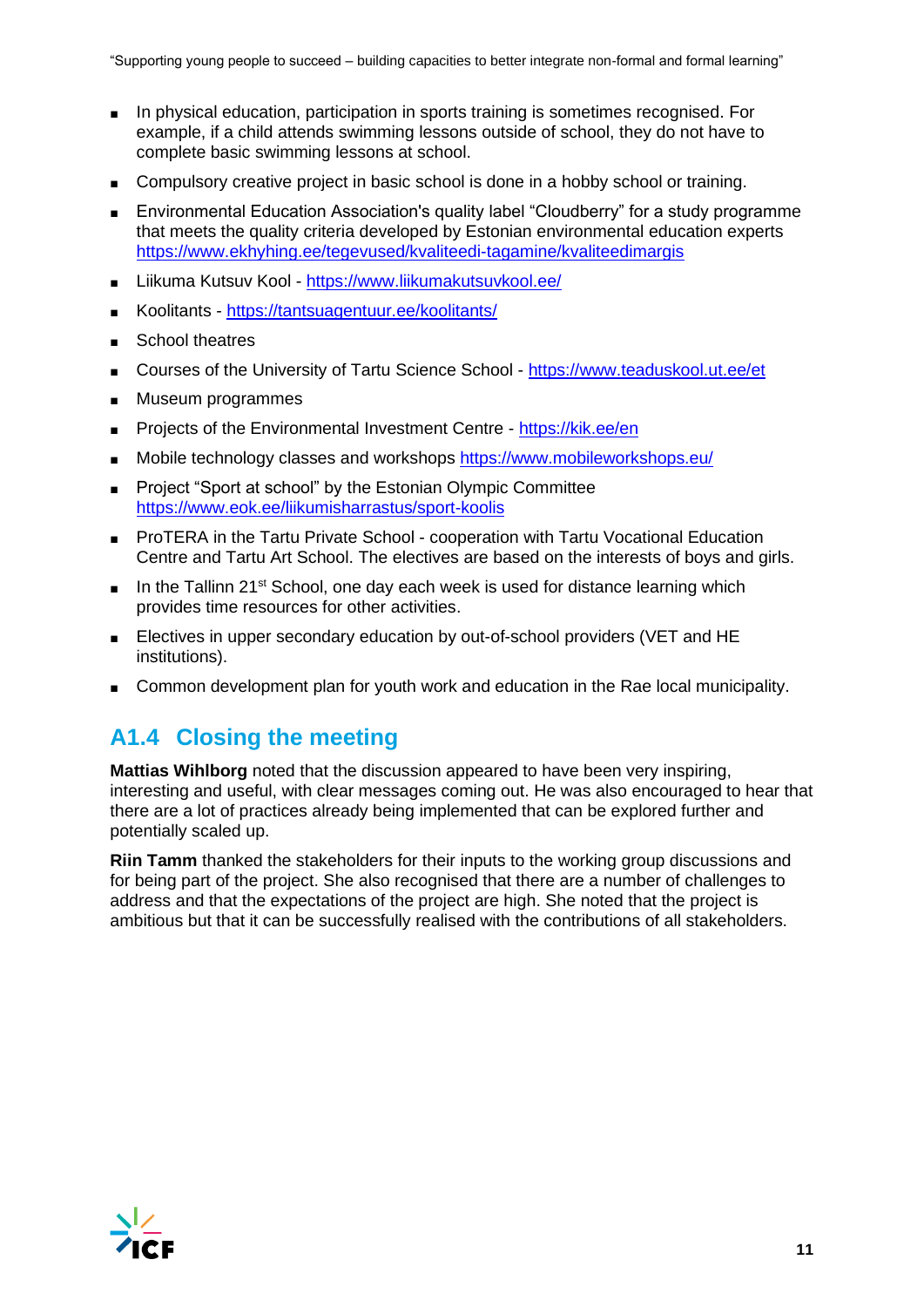- In physical education, participation in sports training is sometimes recognised. For example, if a child attends swimming lessons outside of school, they do not have to complete basic swimming lessons at school.
- Compulsory creative project in basic school is done in a hobby school or training.
- Environmental Education Association's quality label "Cloudberry" for a study programme that meets the quality criteria developed by Estonian environmental education experts https://www.ekhyhing.ee/tegevused/kvaliteedi-tagamine/kvaliteedimargis
- Liikuma Kutsuv Kool - https://www.liikumakutsuvkool.ee/
- Koolitants - https://tantsuagentuur.ee/koolitants/
- School theatres
- Courses of the University of Tartu Science School - https://www.teaduskool.ut.ee/et
- Museum programmes
- Projects of the Environmental Investment Centre - https://kik.ee/en
- Mobile technology classes and workshops https://www.mobileworkshops.eu/
- Project "Sport at school" by the Estonian Olympic Committee https://www.eok.ee/liikumisharrastus/sport-koolis
- ProTERA in the Tartu Private School - cooperation with Tartu Vocational Education Centre and Tartu Art School. The electives are based on the interests of boys and girls.
- In the Tallinn 21st School, one day each week is used for distance learning which provides time resources for other activities.
- Electives in upper secondary education by out-of-school providers (VET and HE institutions).
- Common development plan for youth work and education in the Rae local municipality.

## A1.4 Closing the meeting

**Mattias Wihlborg** noted that the discussion appeared to have been very inspiring, interesting and useful, with clear messages coming out. He was also encouraged to hear that there are a lot of practices already being implemented that can be explored further and potentially scaled up.

**Riin Tamm** thanked the stakeholders for their inputs to the working group discussions and for being part of the project. She also recognised that there are a number of challenges to address and that the expectations of the project are high. She noted that the project is ambitious but that it can be successfully realised with the contributions of all stakeholders.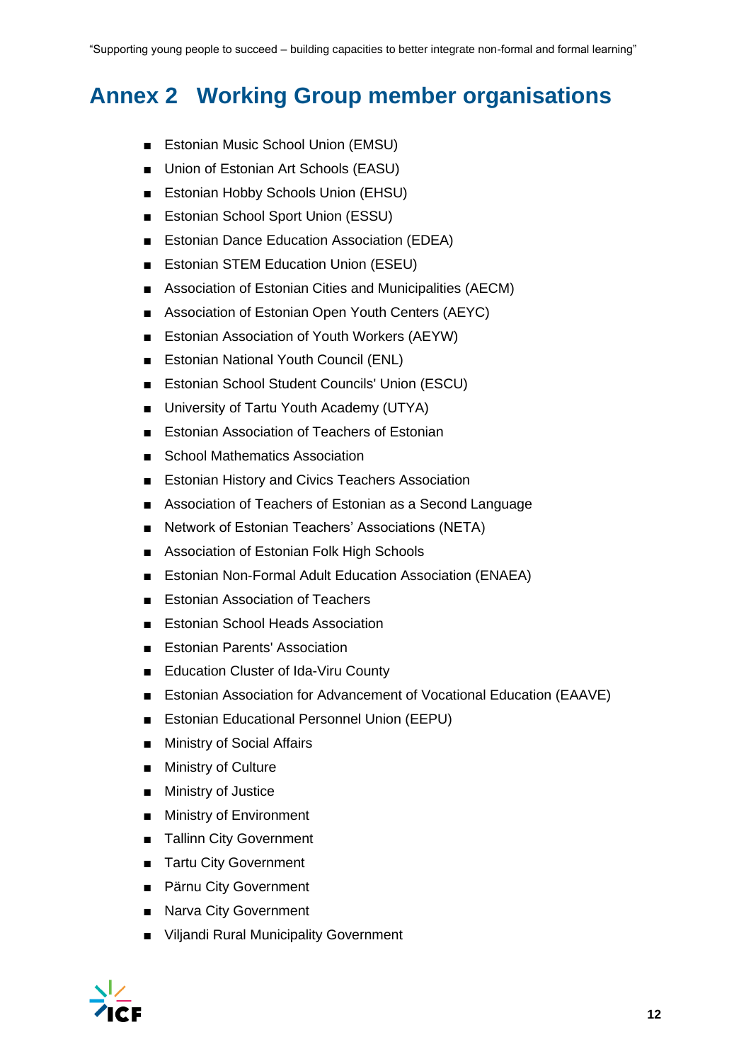# Annex 2 Working Group member organisations

- Estonian Music School Union (EMSU)
- Union of Estonian Art Schools (EASU)
- Estonian Hobby Schools Union (EHSU)
- Estonian School Sport Union (ESSU)
- Estonian Dance Education Association (EDEA)
- Estonian STEM Education Union (ESEU)
- Association of Estonian Cities and Municipalities (AECM)
- Association of Estonian Open Youth Centers (AEYC)
- Estonian Association of Youth Workers (AEYW)
- Estonian National Youth Council (ENL)
- Estonian School Student Councils' Union (ESCU)
- University of Tartu Youth Academy (UTYA)
- Estonian Association of Teachers of Estonian
- School Mathematics Association
- Estonian History and Civics Teachers Association
- Association of Teachers of Estonian as a Second Language
- Network of Estonian Teachers' Associations (NETA)
- Association of Estonian Folk High Schools
- Estonian Non-Formal Adult Education Association (ENAEA)
- Estonian Association of Teachers
- Estonian School Heads Association
- Estonian Parents' Association
- Education Cluster of Ida-Viru County
- Estonian Association for Advancement of Vocational Education (EAAVE)
- Estonian Educational Personnel Union (EEPU)
- Ministry of Social Affairs
- Ministry of Culture
- Ministry of Justice
- Ministry of Environment
- Tallinn City Government
- Tartu City Government
- Pärnu City Government
- Narva City Government
- Viljandi Rural Municipality Government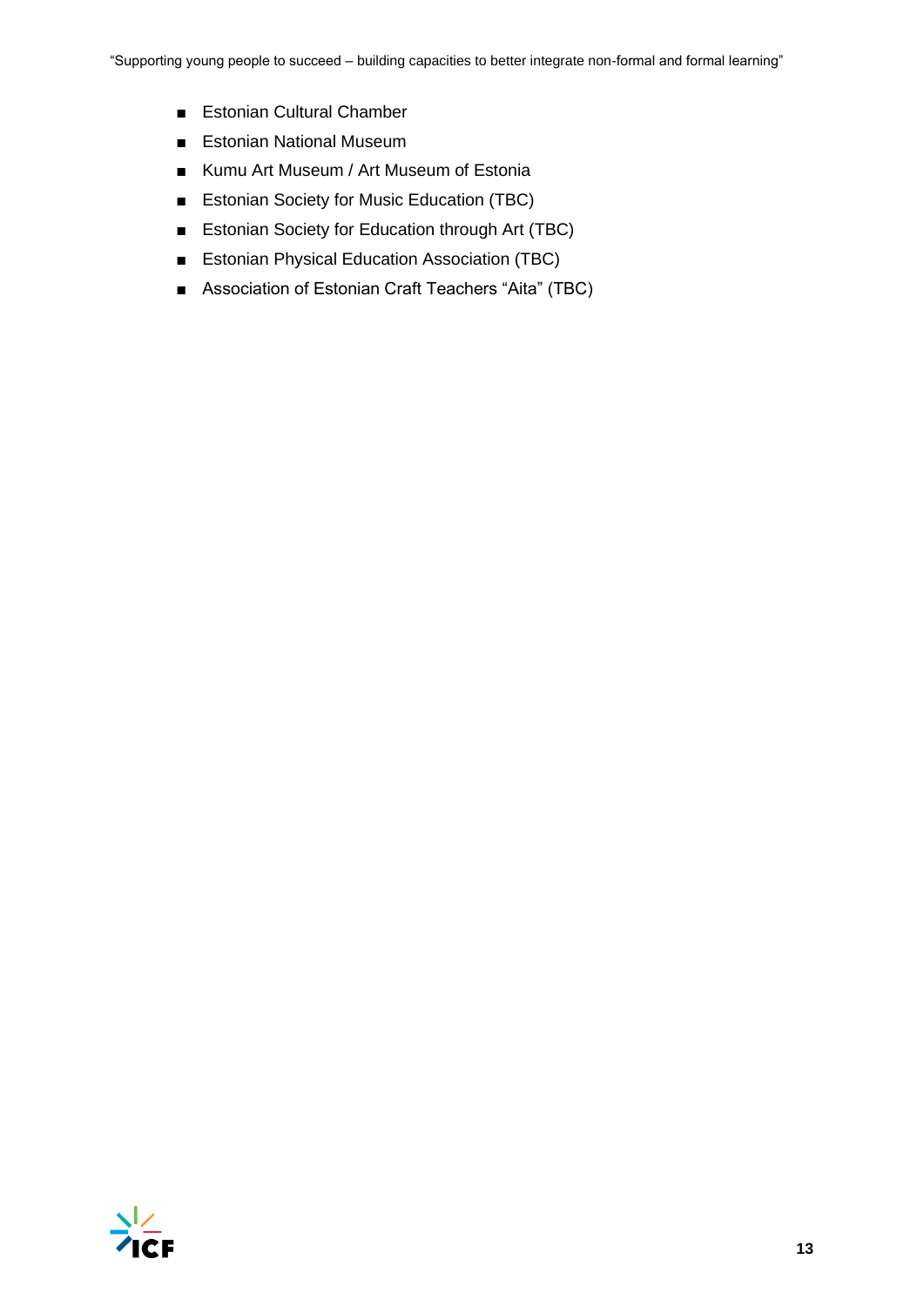- Estonian Cultural Chamber
- Estonian National Museum
- Kumu Art Museum / Art Museum of Estonia
- Estonian Society for Music Education (TBC)
- Estonian Society for Education through Art (TBC)
- Estonian Physical Education Association (TBC)
- Association of Estonian Craft Teachers "Aita" (TBC)